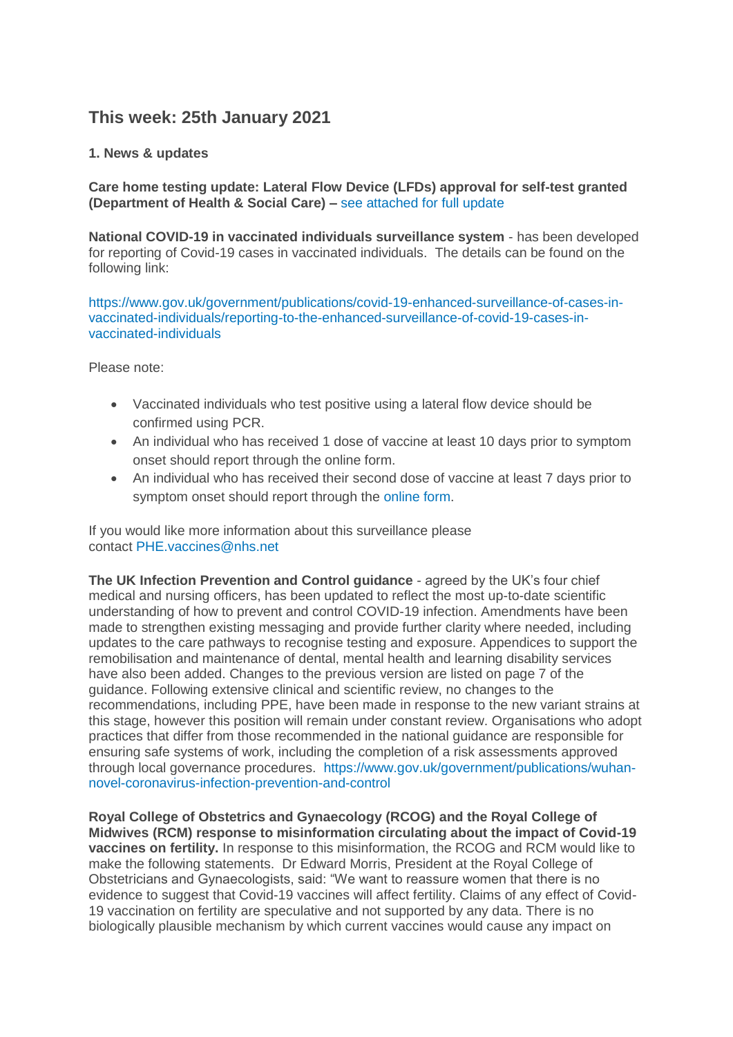## This week: 25th January 2021

### 1. News & updates

**Care home testing update: Lateral Flow Device (LFDs) approval for self-test granted (Department of Health & Social Care) –** see attached for full update

**National COVID-19 in vaccinated individuals surveillance system** - has been developed for reporting of Covid-19 cases in vaccinated individuals. The details can be found on the following link:

https://www.gov.uk/government/publications/covid-19-enhanced-surveillance-of-cases-in-vaccinated-individuals/reporting-to-the-enhanced-surveillance-of-covid-19-cases-in-vaccinated-individuals

Please note:

- Vaccinated individuals who test positive using a lateral flow device should be confirmed using PCR.
- An individual who has received 1 dose of vaccine at least 10 days prior to symptom onset should report through the online form.
- An individual who has received their second dose of vaccine at least 7 days prior to symptom onset should report through the online form.

If you would like more information about this surveillance please contact PHE.vaccines@nhs.net

**The UK Infection Prevention and Control guidance** - agreed by the UK's four chief medical and nursing officers, has been updated to reflect the most up-to-date scientific understanding of how to prevent and control COVID-19 infection. Amendments have been made to strengthen existing messaging and provide further clarity where needed, including updates to the care pathways to recognise testing and exposure. Appendices to support the remobilisation and maintenance of dental, mental health and learning disability services have also been added. Changes to the previous version are listed on page 7 of the guidance. Following extensive clinical and scientific review, no changes to the recommendations, including PPE, have been made in response to the new variant strains at this stage, however this position will remain under constant review. Organisations who adopt practices that differ from those recommended in the national guidance are responsible for ensuring safe systems of work, including the completion of a risk assessments approved through local governance procedures. https://www.gov.uk/government/publications/wuhan-novel-coronavirus-infection-prevention-and-control

**Royal College of Obstetrics and Gynaecology (RCOG) and the Royal College of Midwives (RCM) response to misinformation circulating about the impact of Covid-19 vaccines on fertility.** In response to this misinformation, the RCOG and RCM would like to make the following statements. Dr Edward Morris, President at the Royal College of Obstetricians and Gynaecologists, said: "We want to reassure women that there is no evidence to suggest that Covid-19 vaccines will affect fertility. Claims of any effect of Covid-19 vaccination on fertility are speculative and not supported by any data. There is no biologically plausible mechanism by which current vaccines would cause any impact on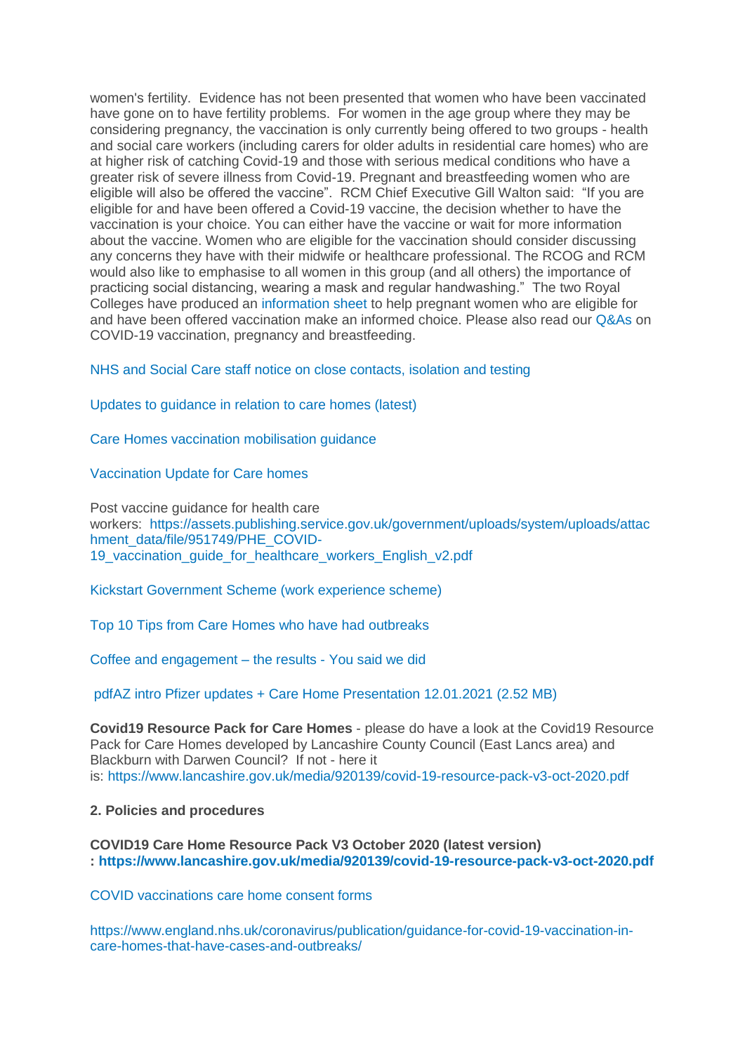women's fertility.  Evidence has not been presented that women who have been vaccinated have gone on to have fertility problems.  For women in the age group where they may be considering pregnancy, the vaccination is only currently being offered to two groups - health and social care workers (including carers for older adults in residential care homes) who are at higher risk of catching Covid-19 and those with serious medical conditions who have a greater risk of severe illness from Covid-19. Pregnant and breastfeeding women who are eligible will also be offered the vaccine".  RCM Chief Executive Gill Walton said:  "If you are eligible for and have been offered a Covid-19 vaccine, the decision whether to have the vaccination is your choice. You can either have the vaccine or wait for more information about the vaccine. Women who are eligible for the vaccination should consider discussing any concerns they have with their midwife or healthcare professional. The RCOG and RCM would also like to emphasise to all women in this group (and all others) the importance of practicing social distancing, wearing a mask and regular handwashing."  The two Royal Colleges have produced an information sheet to help pregnant women who are eligible for and have been offered vaccination make an informed choice. Please also read our Q&As on COVID-19 vaccination, pregnancy and breastfeeding.

NHS and Social Care staff notice on close contacts, isolation and testing

Updates to guidance in relation to care homes (latest)

Care Homes vaccination mobilisation guidance

Vaccination Update for Care homes

Post vaccine guidance for health care workers:  https://assets.publishing.service.gov.uk/government/uploads/system/uploads/attachment_data/file/951749/PHE_COVID-19_vaccination_guide_for_healthcare_workers_English_v2.pdf

Kickstart Government Scheme (work experience scheme)

Top 10 Tips from Care Homes who have had outbreaks

Coffee and engagement – the results - You said we did

pdfAZ intro Pfizer updates + Care Home Presentation 12.01.2021 (2.52 MB)

**Covid19 Resource Pack for Care Homes** - please do have a look at the Covid19 Resource Pack for Care Homes developed by Lancashire County Council (East Lancs area) and Blackburn with Darwen Council?  If not - here it is: https://www.lancashire.gov.uk/media/920139/covid-19-resource-pack-v3-oct-2020.pdf

**2. Policies and procedures**

**COVID19 Care Home Resource Pack V3 October 2020 (latest version) : https://www.lancashire.gov.uk/media/920139/covid-19-resource-pack-v3-oct-2020.pdf**

COVID vaccinations care home consent forms

https://www.england.nhs.uk/coronavirus/publication/guidance-for-covid-19-vaccination-in-care-homes-that-have-cases-and-outbreaks/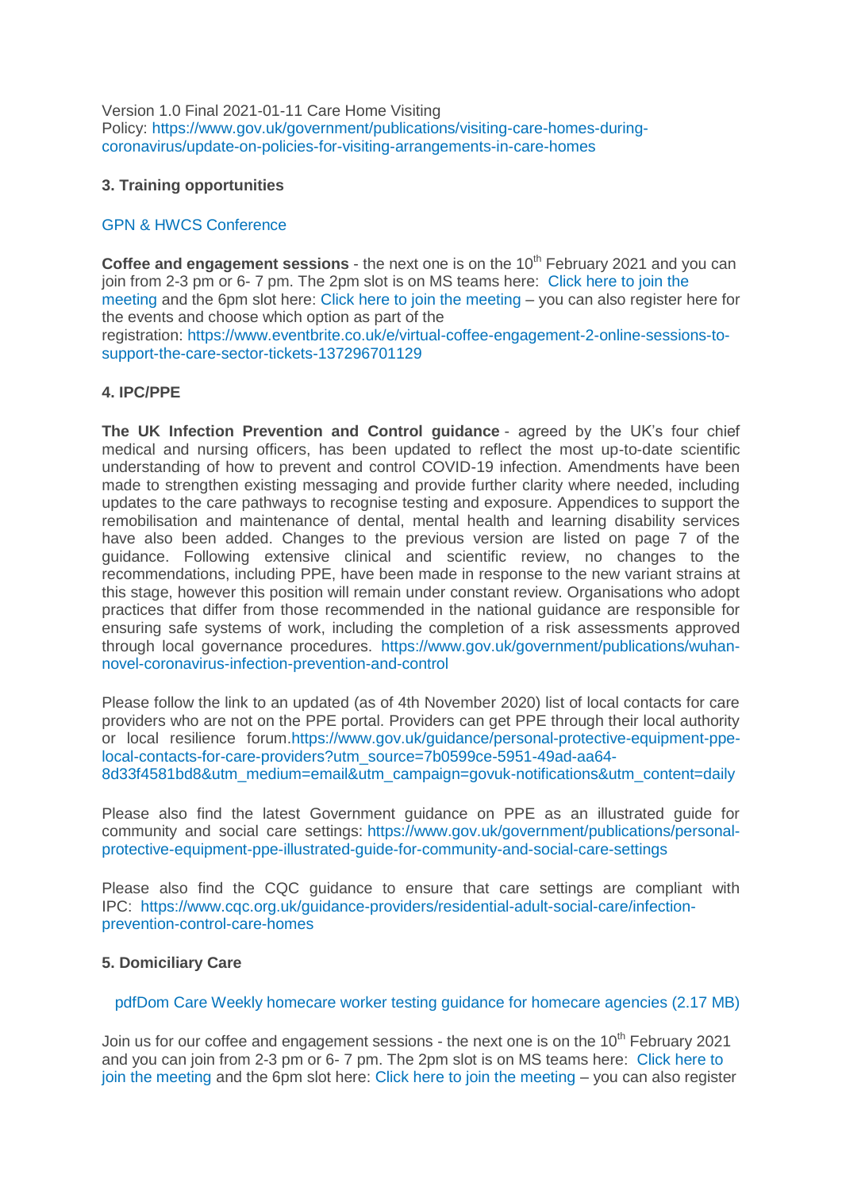Version 1.0 Final 2021-01-11 Care Home Visiting Policy: https://www.gov.uk/government/publications/visiting-care-homes-during-coronavirus/update-on-policies-for-visiting-arrangements-in-care-homes

**3. Training opportunities**

GPN & HWCS Conference

**Coffee and engagement sessions** - the next one is on the 10th February 2021 and you can join from 2-3 pm or 6- 7 pm. The 2pm slot is on MS teams here: Click here to join the meeting and the 6pm slot here: Click here to join the meeting – you can also register here for the events and choose which option as part of the registration: https://www.eventbrite.co.uk/e/virtual-coffee-engagement-2-online-sessions-to-support-the-care-sector-tickets-137296701129

**4. IPC/PPE**

**The UK Infection Prevention and Control guidance** - agreed by the UK's four chief medical and nursing officers, has been updated to reflect the most up-to-date scientific understanding of how to prevent and control COVID-19 infection. Amendments have been made to strengthen existing messaging and provide further clarity where needed, including updates to the care pathways to recognise testing and exposure. Appendices to support the remobilisation and maintenance of dental, mental health and learning disability services have also been added. Changes to the previous version are listed on page 7 of the guidance. Following extensive clinical and scientific review, no changes to the recommendations, including PPE, have been made in response to the new variant strains at this stage, however this position will remain under constant review. Organisations who adopt practices that differ from those recommended in the national guidance are responsible for ensuring safe systems of work, including the completion of a risk assessments approved through local governance procedures. https://www.gov.uk/government/publications/wuhan-novel-coronavirus-infection-prevention-and-control

Please follow the link to an updated (as of 4th November 2020) list of local contacts for care providers who are not on the PPE portal. Providers can get PPE through their local authority or local resilience forum.https://www.gov.uk/guidance/personal-protective-equipment-ppe-local-contacts-for-care-providers?utm_source=7b0599ce-5951-49ad-aa64-8d33f4581bd8&utm_medium=email&utm_campaign=govuk-notifications&utm_content=daily

Please also find the latest Government guidance on PPE as an illustrated guide for community and social care settings: https://www.gov.uk/government/publications/personal-protective-equipment-ppe-illustrated-guide-for-community-and-social-care-settings

Please also find the CQC guidance to ensure that care settings are compliant with IPC: https://www.cqc.org.uk/guidance-providers/residential-adult-social-care/infection-prevention-control-care-homes

**5. Domiciliary Care**

pdfDom Care Weekly homecare worker testing guidance for homecare agencies (2.17 MB)

Join us for our coffee and engagement sessions - the next one is on the 10th February 2021 and you can join from 2-3 pm or 6- 7 pm. The 2pm slot is on MS teams here: Click here to join the meeting and the 6pm slot here: Click here to join the meeting – you can also register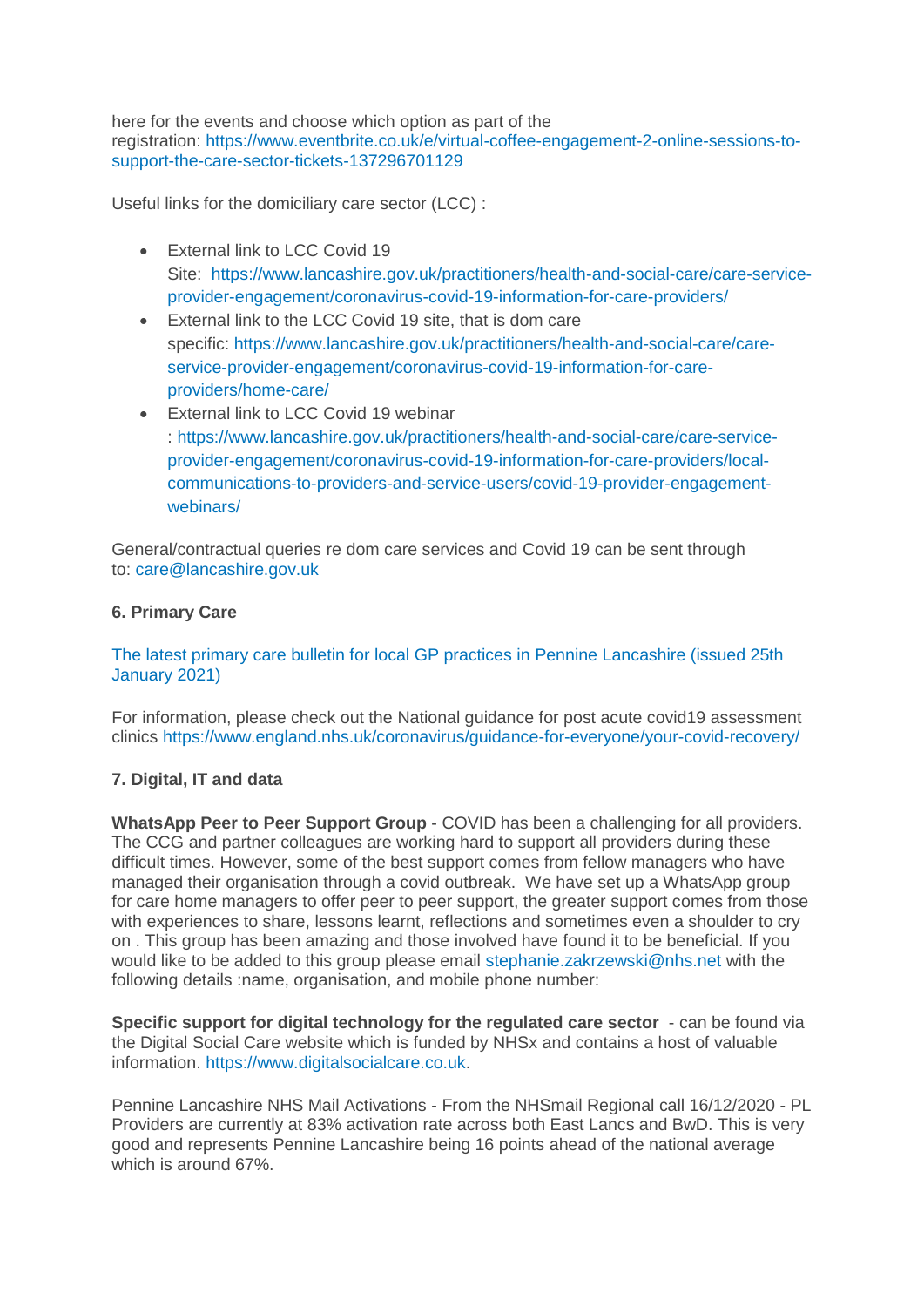here for the events and choose which option as part of the registration: https://www.eventbrite.co.uk/e/virtual-coffee-engagement-2-online-sessions-to-support-the-care-sector-tickets-137296701129

Useful links for the domiciliary care sector (LCC) :

- External link to LCC Covid 19 Site:  https://www.lancashire.gov.uk/practitioners/health-and-social-care/care-service-provider-engagement/coronavirus-covid-19-information-for-care-providers/
- External link to the LCC Covid 19 site, that is dom care specific: https://www.lancashire.gov.uk/practitioners/health-and-social-care/care-service-provider-engagement/coronavirus-covid-19-information-for-care-providers/home-care/
- External link to LCC Covid 19 webinar : https://www.lancashire.gov.uk/practitioners/health-and-social-care/care-service-provider-engagement/coronavirus-covid-19-information-for-care-providers/local-communications-to-providers-and-service-users/covid-19-provider-engagement-webinars/

General/contractual queries re dom care services and Covid 19 can be sent through to: care@lancashire.gov.uk

**6. Primary Care**

The latest primary care bulletin for local GP practices in Pennine Lancashire (issued 25th January 2021)

For information, please check out the National guidance for post acute covid19 assessment clinics https://www.england.nhs.uk/coronavirus/guidance-for-everyone/your-covid-recovery/

**7. Digital, IT and data**

**WhatsApp Peer to Peer Support Group** - COVID has been a challenging for all providers. The CCG and partner colleagues are working hard to support all providers during these difficult times. However, some of the best support comes from fellow managers who have managed their organisation through a covid outbreak.  We have set up a WhatsApp group for care home managers to offer peer to peer support, the greater support comes from those with experiences to share, lessons learnt, reflections and sometimes even a shoulder to cry on . This group has been amazing and those involved have found it to be beneficial. If you would like to be added to this group please email stephanie.zakrzewski@nhs.net with the following details :name, organisation, and mobile phone number:

**Specific support for digital technology for the regulated care sector**  - can be found via the Digital Social Care website which is funded by NHSx and contains a host of valuable information. https://www.digitalsocialcare.co.uk.

Pennine Lancashire NHS Mail Activations - From the NHSmail Regional call 16/12/2020 - PL Providers are currently at 83% activation rate across both East Lancs and BwD. This is very good and represents Pennine Lancashire being 16 points ahead of the national average which is around 67%.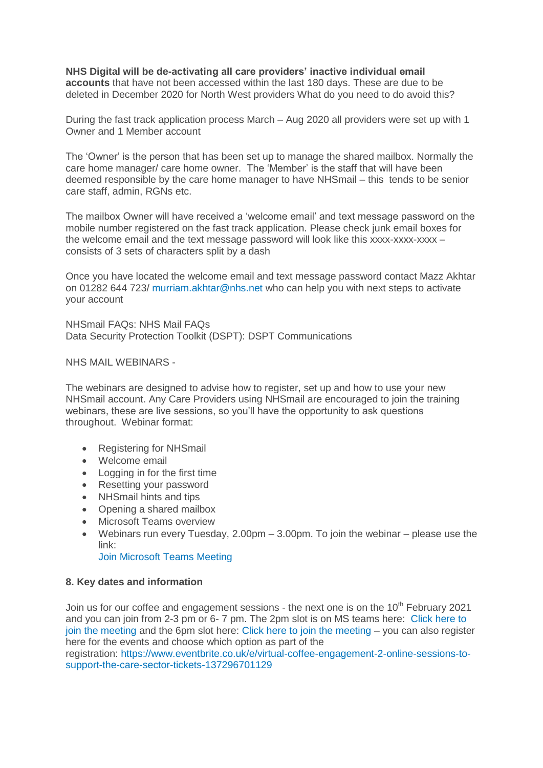**NHS Digital will be de-activating all care providers' inactive individual email accounts** that have not been accessed within the last 180 days. These are due to be deleted in December 2020 for North West providers What do you need to do avoid this?

During the fast track application process March – Aug 2020 all providers were set up with 1 Owner and 1 Member account

The 'Owner' is the person that has been set up to manage the shared mailbox. Normally the care home manager/ care home owner. The 'Member' is the staff that will have been deemed responsible by the care home manager to have NHSmail – this tends to be senior care staff, admin, RGNs etc.

The mailbox Owner will have received a 'welcome email' and text message password on the mobile number registered on the fast track application. Please check junk email boxes for the welcome email and the text message password will look like this xxxx-xxxx-xxxx – consists of 3 sets of characters split by a dash

Once you have located the welcome email and text message password contact Mazz Akhtar on 01282 644 723/ murriam.akhtar@nhs.net who can help you with next steps to activate your account

NHSmail FAQs: NHS Mail FAQs
Data Security Protection Toolkit (DSPT): DSPT Communications

NHS MAIL WEBINARS -

The webinars are designed to advise how to register, set up and how to use your new NHSmail account. Any Care Providers using NHSmail are encouraged to join the training webinars, these are live sessions, so you'll have the opportunity to ask questions throughout. Webinar format:

- Registering for NHSmail
- Welcome email
- Logging in for the first time
- Resetting your password
- NHSmail hints and tips
- Opening a shared mailbox
- Microsoft Teams overview
- Webinars run every Tuesday, 2.00pm – 3.00pm. To join the webinar – please use the link:
  Join Microsoft Teams Meeting

**8. Key dates and information**

Join us for our coffee and engagement sessions - the next one is on the 10th February 2021 and you can join from 2-3 pm or 6- 7 pm. The 2pm slot is on MS teams here: Click here to join the meeting and the 6pm slot here: Click here to join the meeting – you can also register here for the events and choose which option as part of the registration: https://www.eventbrite.co.uk/e/virtual-coffee-engagement-2-online-sessions-to-support-the-care-sector-tickets-137296701129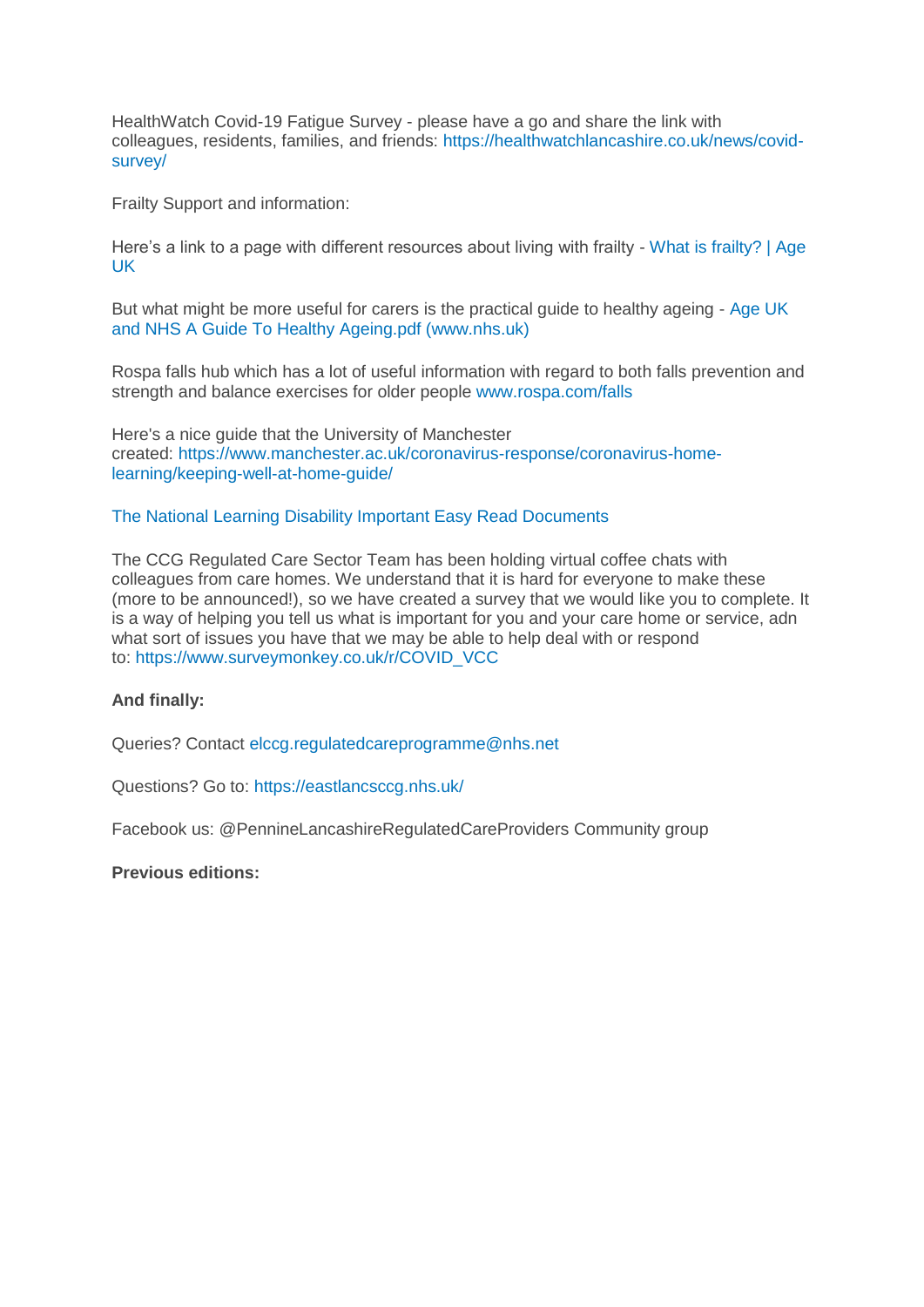HealthWatch Covid-19 Fatigue Survey - please have a go and share the link with colleagues, residents, families, and friends: https://healthwatchlancashire.co.uk/news/covid-survey/

Frailty Support and information:

Here's a link to a page with different resources about living with frailty - What is frailty? | Age UK

But what might be more useful for carers is the practical guide to healthy ageing - Age UK and NHS A Guide To Healthy Ageing.pdf (www.nhs.uk)

Rospa falls hub which has a lot of useful information with regard to both falls prevention and strength and balance exercises for older people www.rospa.com/falls

Here's a nice guide that the University of Manchester created: https://www.manchester.ac.uk/coronavirus-response/coronavirus-home-learning/keeping-well-at-home-guide/

The National Learning Disability Important Easy Read Documents

The CCG Regulated Care Sector Team has been holding virtual coffee chats with colleagues from care homes. We understand that it is hard for everyone to make these (more to be announced!), so we have created a survey that we would like you to complete. It is a way of helping you tell us what is important for you and your care home or service, adn what sort of issues you have that we may be able to help deal with or respond to: https://www.surveymonkey.co.uk/r/COVID_VCC

**And finally:**

Queries? Contact elccg.regulatedcareprogramme@nhs.net

Questions? Go to: https://eastlancsccg.nhs.uk/

Facebook us: @PennineLancashireRegulatedCareProviders Community group

**Previous editions:**